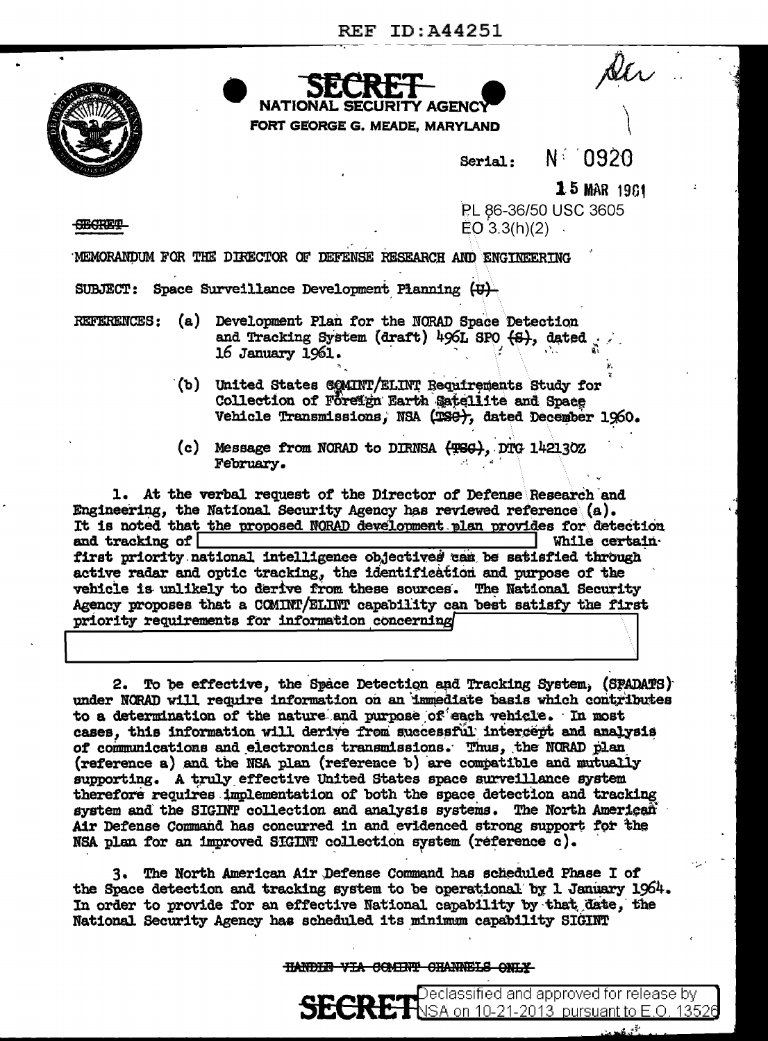SECRET

NATIONAL SECURITY AGENCY
FORT GEORGE G. MEADE, MARYLAND

Serial: N 0920

15 MAR 1961

PL 86-36/50 USC 3605
EO 3.3(h)(2)

SECRET

MEMORANDUM FOR THE DIRECTOR OF DEFENSE RESEARCH AND ENGINEERING

SUBJECT: Space Surveillance Development Planning (U)

REFERENCES:
(a) Development Plan for the NORAD Space Detection and Tracking System (draft) 496L SPO (S), dated 16 January 1961.

(b) United States COMINT/ELINT Requirements Study for Collection of Foreign Earth Satellite and Space Vehicle Transmissions, NSA (TSC), dated December 1960.

(c) Message from NORAD to DIRNSA (TSC), DTG 142130Z February.

1. At the verbal request of the Director of Defense Research and Engineering, the National Security Agency has reviewed reference (a). It is noted that the proposed NORAD development plan provides for detection and tracking of [REDACTED] While certain first priority national intelligence objectives can be satisfied through active radar and optic tracking, the identification and purpose of the vehicle is unlikely to derive from these sources. The National Security Agency proposes that a COMINT/ELINT capability can best satisfy the first priority requirements for information concerning [REDACTED]

2. To be effective, the Space Detection and Tracking System, (SPADATS) under NORAD will require information on an immediate basis which contributes to a determination of the nature and purpose of each vehicle. In most cases, this information will derive from successful intercept and analysis of communications and electronics transmissions. Thus, the NORAD plan (reference a) and the NSA plan (reference b) are compatible and mutually supporting. A truly effective United States space surveillance system therefore requires implementation of both the space detection and tracking system and the SIGINT collection and analysis systems. The North American Air Defense Command has concurred in and evidenced strong support for the NSA plan for an improved SIGINT collection system (reference c).

3. The North American Air Defense Command has scheduled Phase I of the Space detection and tracking system to be operational by 1 January 1964. In order to provide for an effective National capability by that date, the National Security Agency has scheduled its minimum capability SIGINT

HANDLE VIA COMINT CHANNELS ONLY

SECRET

Declassified and approved for release by NSA on 10-21-2013 pursuant to E.O. 13526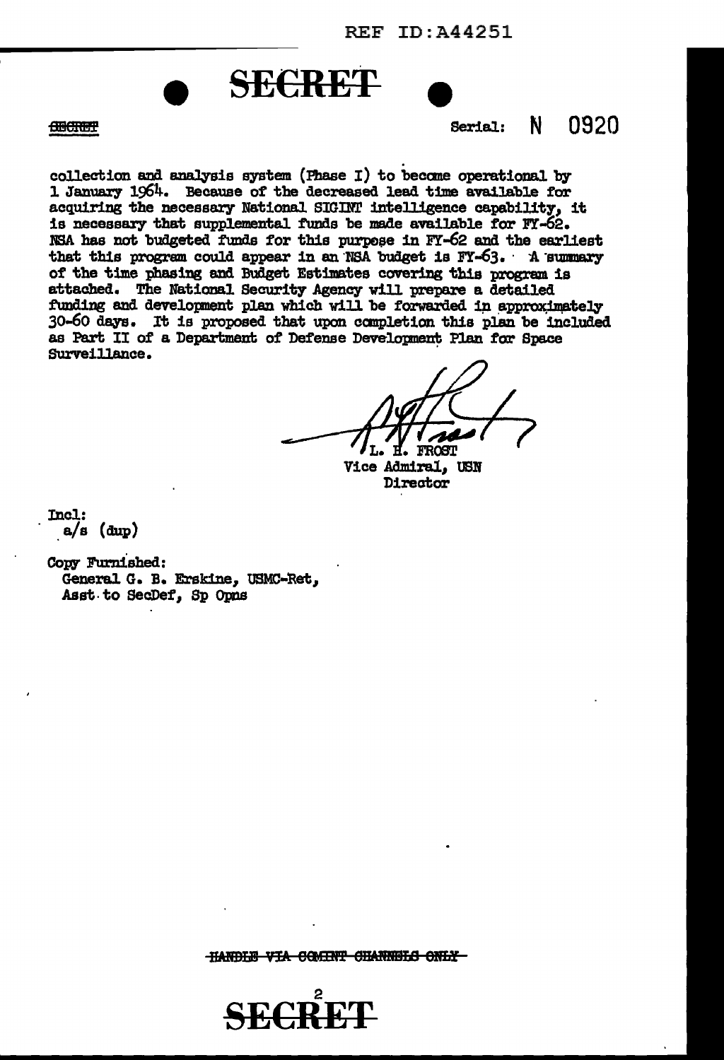SECRET

Serial: N 0920

collection and analysis system (Phase I) to become operational by 1 January 1964. Because of the decreased lead time available for acquiring the necessary National SIGINT intelligence capability, it is necessary that supplemental funds be made available for FY-62. NSA has not budgeted funds for this purpose in FY-62 and the earliest that this program could appear in an NSA budget is FY-63. A summary of the time phasing and Budget Estimates covering this program is attached. The National Security Agency will prepare a detailed funding and development plan which will be forwarded in approximately 30-60 days. It is proposed that upon completion this plan be included as Part II of a Department of Defense Development Plan for Space Surveillance.

L. H. FROST
Vice Admiral, USN
Director

Incl:
a/s (dup)

Copy Furnished:
General G. B. Erskine, USMC-Ret,
Asst to SecDef, Sp Opns

~~HANDLE VIA COMINT CHANNELS ONLY~~

SECRET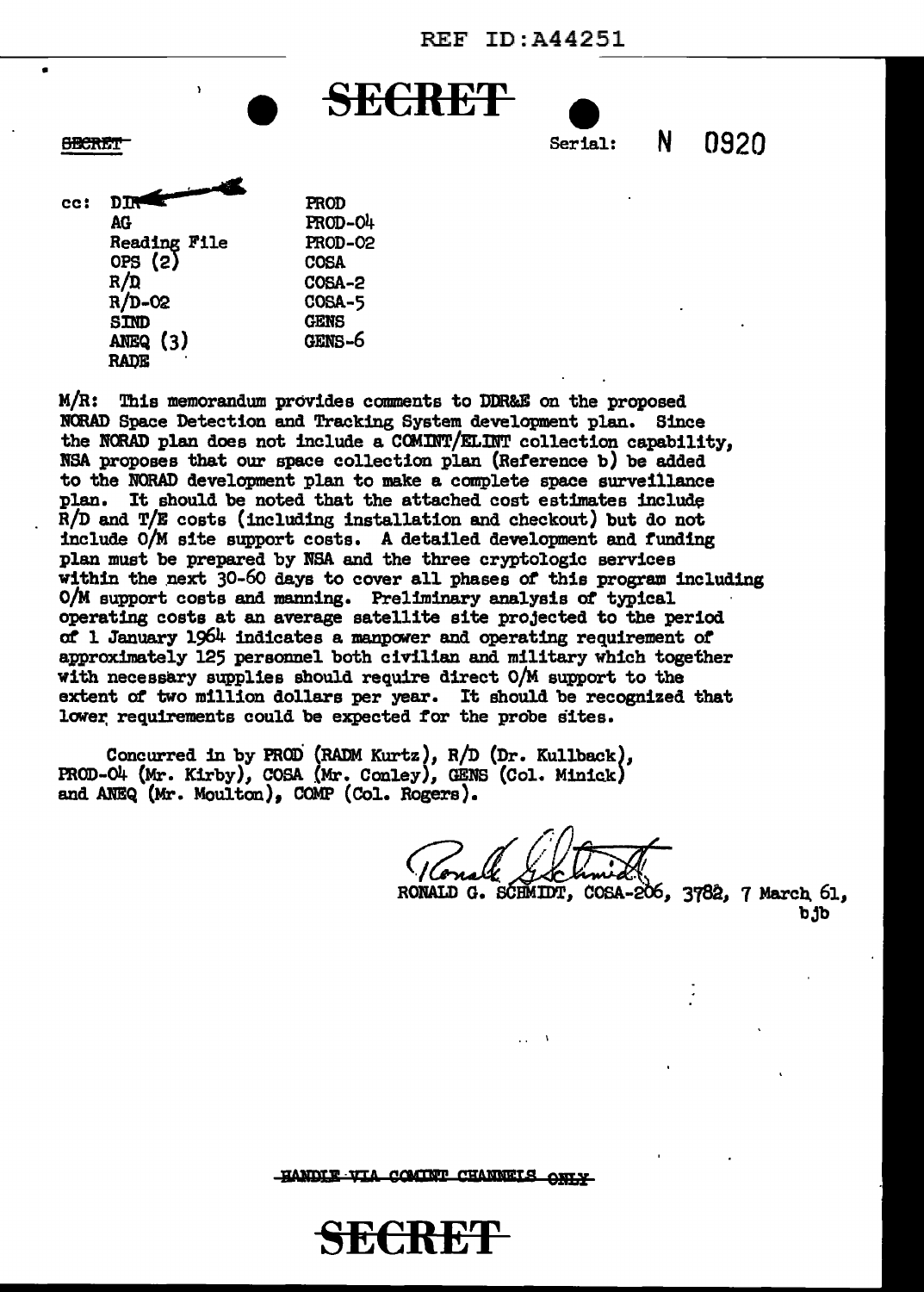REF ID:A44251

**SECRET**

~~SECRET~~

Serial: N 0920

cc: DIR
AG
Reading File
OPS (2)
R/D
R/D-02
SIND
ANEQ (3)
RADE

PROD
PROD-04
PROD-02
COSA
COSA-2
COSA-5
GENS
GENS-6

M/R: This memorandum provides comments to DDR&E on the proposed NORAD Space Detection and Tracking System development plan. Since the NORAD plan does not include a COMINT/ELINT collection capability, NSA proposes that our space collection plan (Reference b) be added to the NORAD development plan to make a complete space surveillance plan. It should be noted that the attached cost estimates include R/D and T/E costs (including installation and checkout) but do not include O/M site support costs. A detailed development and funding plan must be prepared by NSA and the three cryptologic services within the next 30-60 days to cover all phases of this program including O/M support costs and manning. Preliminary analysis of typical operating costs at an average satellite site projected to the period of 1 January 1964 indicates a manpower and operating requirement of approximately 125 personnel both civilian and military which together with necessary supplies should require direct O/M support to the extent of two million dollars per year. It should be recognized that lower requirements could be expected for the probe sites.

Concurred in by PROD (RADM Kurtz), R/D (Dr. Kullback), PROD-04 (Mr. Kirby), COSA (Mr. Conley), GENS (Col. Minick) and ANEQ (Mr. Moulton), COMP (Col. Rogers).

RONALD G. SCHMIDT, COSA-206, 3782, 7 March 61,
bjb

~~HANDLE VIA COMINT CHANNELS ONLY~~

**SECRET**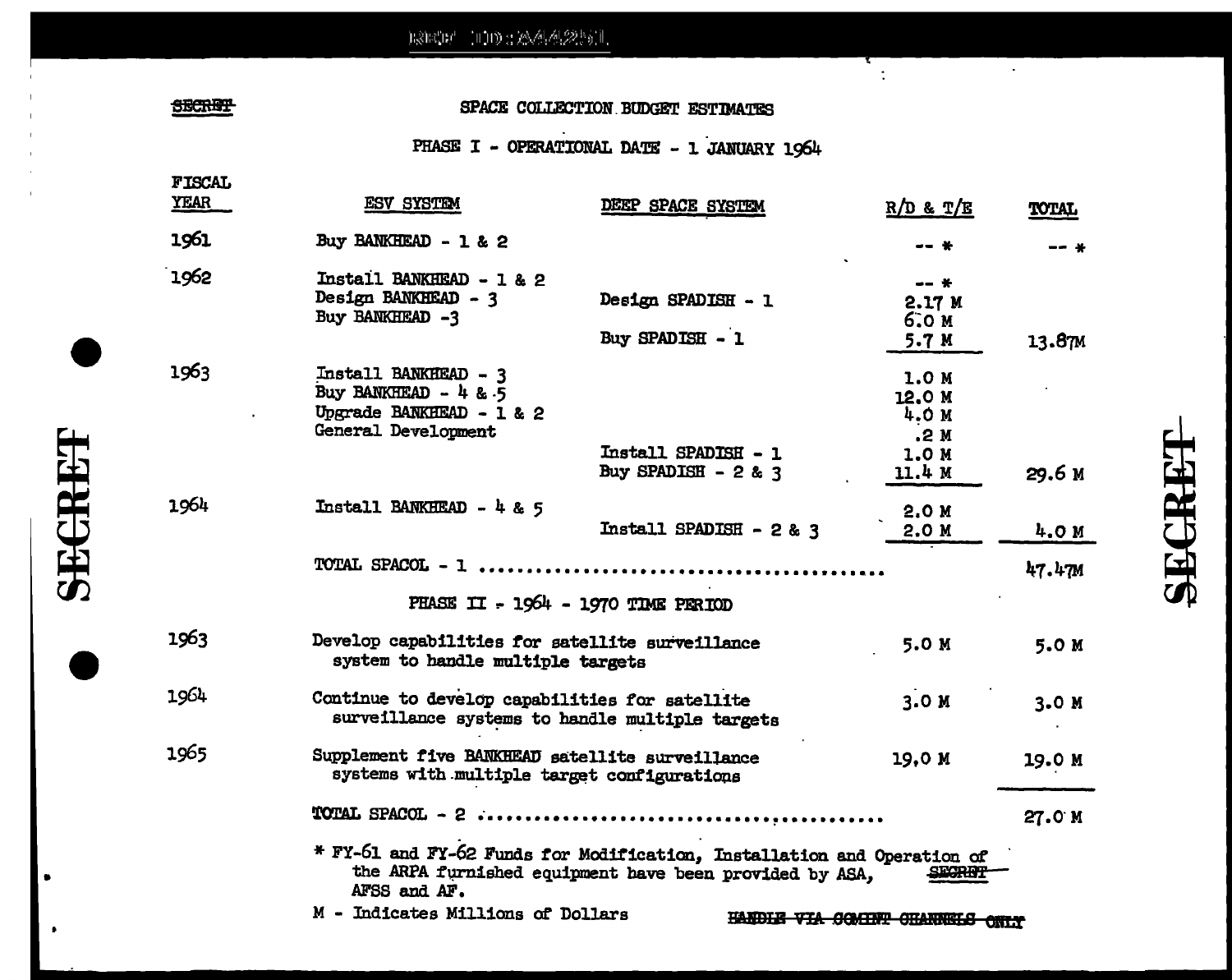SECRET

# SPACE COLLECTION BUDGET ESTIMATES

## PHASE I - OPERATIONAL DATE - 1 JANUARY 1964

| FISCAL YEAR | ESV SYSTEM | DEEP SPACE SYSTEM | R/D & T/E | TOTAL |
|---|---|---|---|---|
| 1961 | Buy BANKHEAD - 1 & 2 | | -- * | -- * |
| 1962 | Install BANKHEAD - 1 & 2 | | -- * | |
| | Design BANKHEAD - 3 | Design SPADISH - 1 | 2.17 M | |
| | Buy BANKHEAD -3 | | 6.0 M | |
| | | Buy SPADISH - 1 | 5.7 M | 13.87M |
| 1963 | Install BANKHEAD - 3 | | 1.0 M | |
| | Buy BANKHEAD - 4 & 5 | | 12.0 M | |
| | Upgrade BANKHEAD - 1 & 2 | | 4.0 M | |
| | General Development | | .2 M | |
| | | Install SPADISH - 1 | 1.0 M | |
| | | Buy SPADISH - 2 & 3 | 11.4 M | 29.6 M |
| 1964 | Install BANKHEAD - 4 & 5 | | 2.0 M | |
| | | Install SPADISH - 2 & 3 | 2.0 M | 4.0 M |
| | TOTAL SPACOL - 1 | | | 47.47M |

## PHASE II - 1964 - 1970 TIME PERIOD

| FISCAL YEAR | | R/D & T/E | TOTAL |
|---|---|---|---|
| 1963 | Develop capabilities for satellite surveillance system to handle multiple targets | 5.0 M | 5.0 M |
| 1964 | Continue to develop capabilities for satellite surveillance systems to handle multiple targets | 3.0 M | 3.0 M |
| 1965 | Supplement five BANKHEAD satellite surveillance systems with multiple target configurations | 19.0 M | 19.0 M |
| | TOTAL SPACOL - 2 | | 27.0 M |

* FY-61 and FY-62 Funds for Modification, Installation and Operation of the ARPA furnished equipment have been provided by ASA, AFSS and AF.

M - Indicates Millions of Dollars

~~SECRET~~

~~HANDLE VIA COMINT CHANNELS ONLY~~